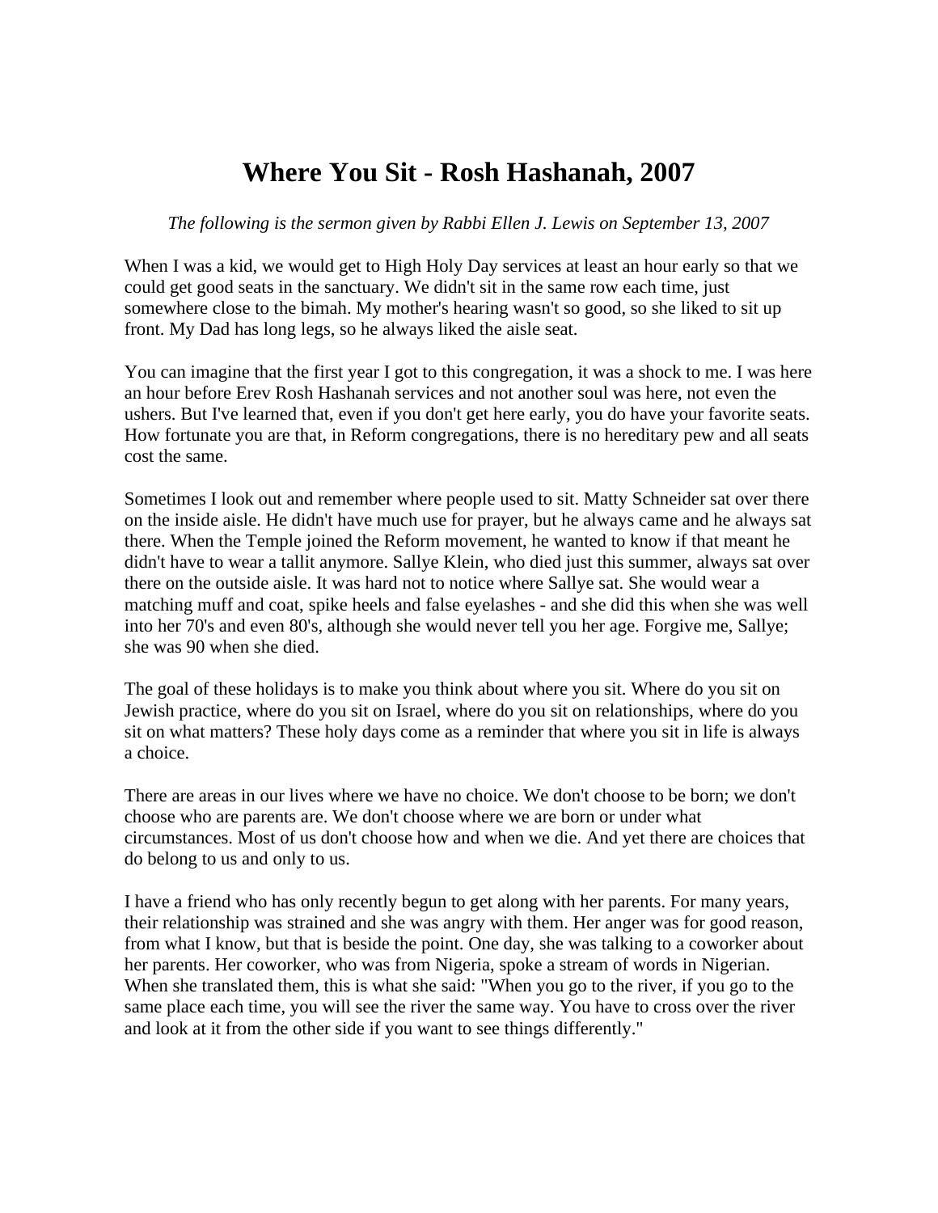# Where You Sit - Rosh Hashanah, 2007

*The following is the sermon given by Rabbi Ellen J. Lewis on September 13, 2007*

When I was a kid, we would get to High Holy Day services at least an hour early so that we could get good seats in the sanctuary. We didn't sit in the same row each time, just somewhere close to the bimah. My mother's hearing wasn't so good, so she liked to sit up front. My Dad has long legs, so he always liked the aisle seat.

You can imagine that the first year I got to this congregation, it was a shock to me. I was here an hour before Erev Rosh Hashanah services and not another soul was here, not even the ushers. But I've learned that, even if you don't get here early, you do have your favorite seats. How fortunate you are that, in Reform congregations, there is no hereditary pew and all seats cost the same.

Sometimes I look out and remember where people used to sit. Matty Schneider sat over there on the inside aisle. He didn't have much use for prayer, but he always came and he always sat there. When the Temple joined the Reform movement, he wanted to know if that meant he didn't have to wear a tallit anymore. Sallye Klein, who died just this summer, always sat over there on the outside aisle. It was hard not to notice where Sallye sat. She would wear a matching muff and coat, spike heels and false eyelashes - and she did this when she was well into her 70's and even 80's, although she would never tell you her age. Forgive me, Sallye; she was 90 when she died.

The goal of these holidays is to make you think about where you sit. Where do you sit on Jewish practice, where do you sit on Israel, where do you sit on relationships, where do you sit on what matters? These holy days come as a reminder that where you sit in life is always a choice.

There are areas in our lives where we have no choice. We don't choose to be born; we don't choose who are parents are. We don't choose where we are born or under what circumstances. Most of us don't choose how and when we die. And yet there are choices that do belong to us and only to us.

I have a friend who has only recently begun to get along with her parents. For many years, their relationship was strained and she was angry with them. Her anger was for good reason, from what I know, but that is beside the point. One day, she was talking to a coworker about her parents. Her coworker, who was from Nigeria, spoke a stream of words in Nigerian. When she translated them, this is what she said: "When you go to the river, if you go to the same place each time, you will see the river the same way. You have to cross over the river and look at it from the other side if you want to see things differently."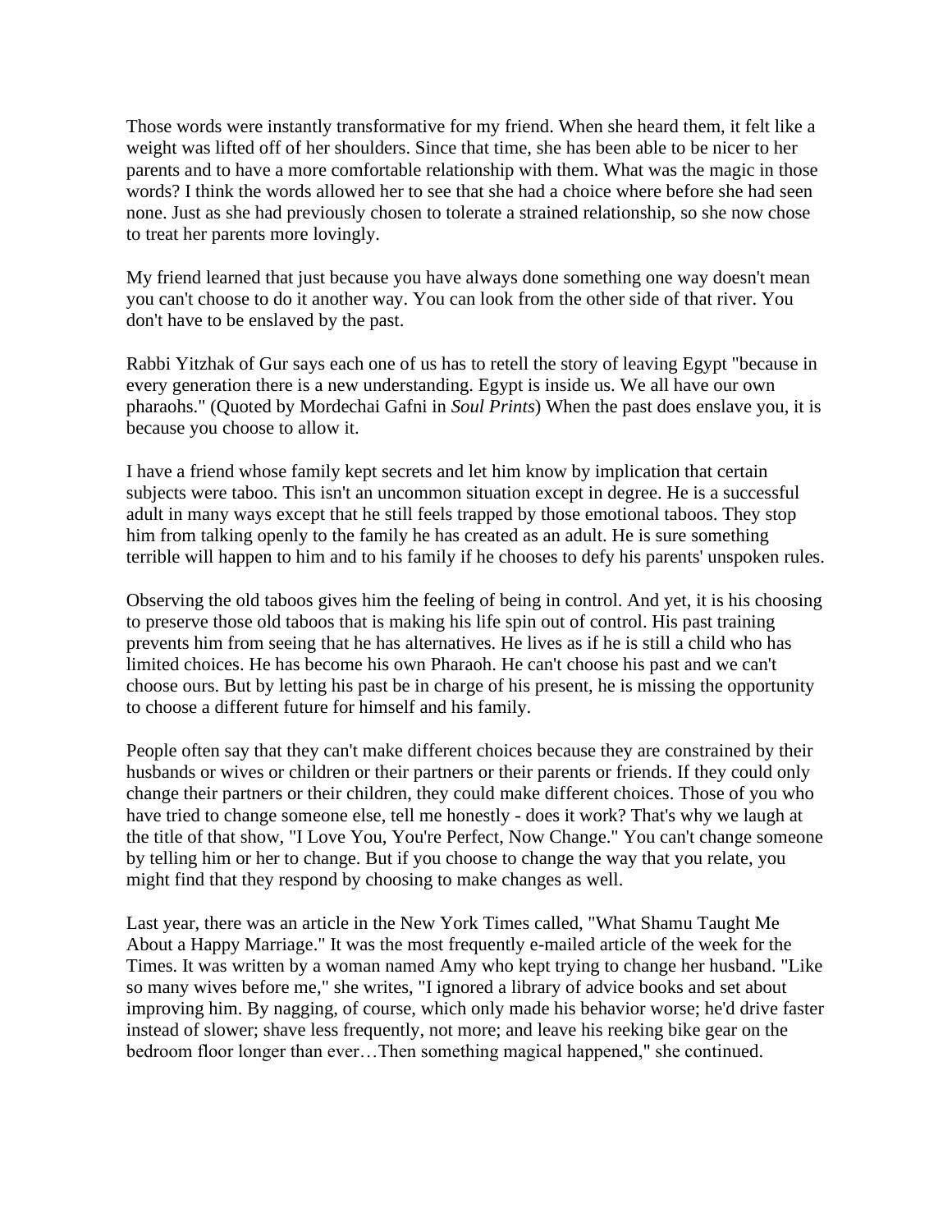Those words were instantly transformative for my friend. When she heard them, it felt like a weight was lifted off of her shoulders. Since that time, she has been able to be nicer to her parents and to have a more comfortable relationship with them. What was the magic in those words? I think the words allowed her to see that she had a choice where before she had seen none. Just as she had previously chosen to tolerate a strained relationship, so she now chose to treat her parents more lovingly.

My friend learned that just because you have always done something one way doesn't mean you can't choose to do it another way. You can look from the other side of that river. You don't have to be enslaved by the past.

Rabbi Yitzhak of Gur says each one of us has to retell the story of leaving Egypt "because in every generation there is a new understanding. Egypt is inside us. We all have our own pharaohs." (Quoted by Mordechai Gafni in *Soul Prints*) When the past does enslave you, it is because you choose to allow it.

I have a friend whose family kept secrets and let him know by implication that certain subjects were taboo. This isn't an uncommon situation except in degree. He is a successful adult in many ways except that he still feels trapped by those emotional taboos. They stop him from talking openly to the family he has created as an adult. He is sure something terrible will happen to him and to his family if he chooses to defy his parents' unspoken rules.

Observing the old taboos gives him the feeling of being in control. And yet, it is his choosing to preserve those old taboos that is making his life spin out of control. His past training prevents him from seeing that he has alternatives. He lives as if he is still a child who has limited choices. He has become his own Pharaoh. He can't choose his past and we can't choose ours. But by letting his past be in charge of his present, he is missing the opportunity to choose a different future for himself and his family.

People often say that they can't make different choices because they are constrained by their husbands or wives or children or their partners or their parents or friends. If they could only change their partners or their children, they could make different choices. Those of you who have tried to change someone else, tell me honestly - does it work? That's why we laugh at the title of that show, "I Love You, You're Perfect, Now Change." You can't change someone by telling him or her to change. But if you choose to change the way that you relate, you might find that they respond by choosing to make changes as well.

Last year, there was an article in the New York Times called, "What Shamu Taught Me About a Happy Marriage." It was the most frequently e-mailed article of the week for the Times. It was written by a woman named Amy who kept trying to change her husband. "Like so many wives before me," she writes, "I ignored a library of advice books and set about improving him. By nagging, of course, which only made his behavior worse; he'd drive faster instead of slower; shave less frequently, not more; and leave his reeking bike gear on the bedroom floor longer than ever…Then something magical happened," she continued.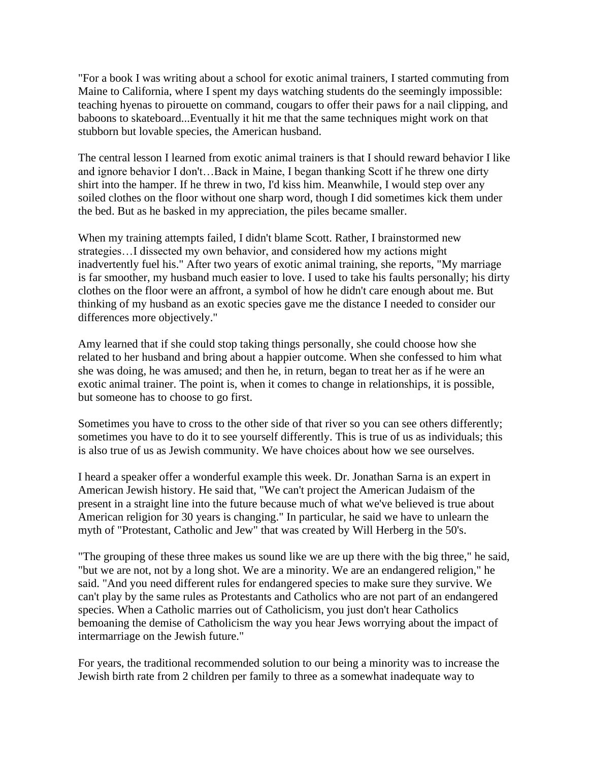"For a book I was writing about a school for exotic animal trainers, I started commuting from Maine to California, where I spent my days watching students do the seemingly impossible: teaching hyenas to pirouette on command, cougars to offer their paws for a nail clipping, and baboons to skateboard...Eventually it hit me that the same techniques might work on that stubborn but lovable species, the American husband.

The central lesson I learned from exotic animal trainers is that I should reward behavior I like and ignore behavior I don't…Back in Maine, I began thanking Scott if he threw one dirty shirt into the hamper. If he threw in two, I'd kiss him. Meanwhile, I would step over any soiled clothes on the floor without one sharp word, though I did sometimes kick them under the bed. But as he basked in my appreciation, the piles became smaller.

When my training attempts failed, I didn't blame Scott. Rather, I brainstormed new strategies…I dissected my own behavior, and considered how my actions might inadvertently fuel his." After two years of exotic animal training, she reports, "My marriage is far smoother, my husband much easier to love. I used to take his faults personally; his dirty clothes on the floor were an affront, a symbol of how he didn't care enough about me. But thinking of my husband as an exotic species gave me the distance I needed to consider our differences more objectively."

Amy learned that if she could stop taking things personally, she could choose how she related to her husband and bring about a happier outcome. When she confessed to him what she was doing, he was amused; and then he, in return, began to treat her as if he were an exotic animal trainer. The point is, when it comes to change in relationships, it is possible, but someone has to choose to go first.

Sometimes you have to cross to the other side of that river so you can see others differently; sometimes you have to do it to see yourself differently. This is true of us as individuals; this is also true of us as Jewish community. We have choices about how we see ourselves.

I heard a speaker offer a wonderful example this week. Dr. Jonathan Sarna is an expert in American Jewish history. He said that, "We can't project the American Judaism of the present in a straight line into the future because much of what we've believed is true about American religion for 30 years is changing." In particular, he said we have to unlearn the myth of "Protestant, Catholic and Jew" that was created by Will Herberg in the 50's.

"The grouping of these three makes us sound like we are up there with the big three," he said, "but we are not, not by a long shot. We are a minority. We are an endangered religion," he said. "And you need different rules for endangered species to make sure they survive. We can't play by the same rules as Protestants and Catholics who are not part of an endangered species. When a Catholic marries out of Catholicism, you just don't hear Catholics bemoaning the demise of Catholicism the way you hear Jews worrying about the impact of intermarriage on the Jewish future."

For years, the traditional recommended solution to our being a minority was to increase the Jewish birth rate from 2 children per family to three as a somewhat inadequate way to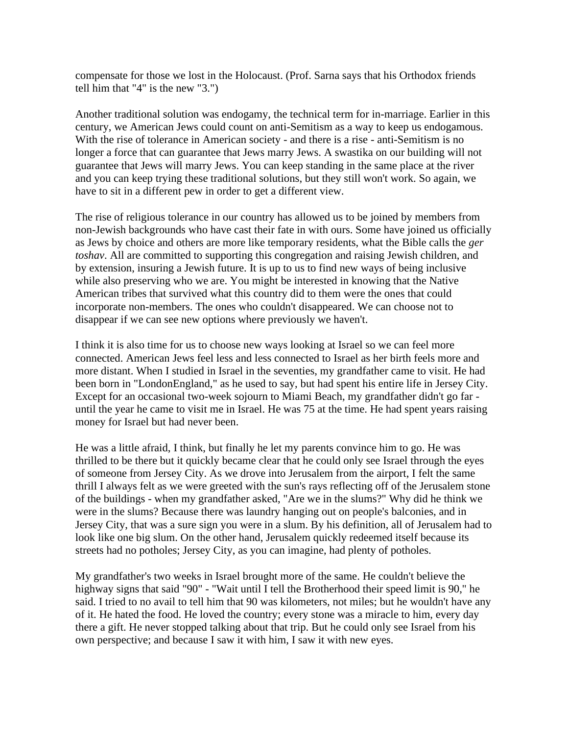compensate for those we lost in the Holocaust. (Prof. Sarna says that his Orthodox friends tell him that "4" is the new "3.")

Another traditional solution was endogamy, the technical term for in-marriage. Earlier in this century, we American Jews could count on anti-Semitism as a way to keep us endogamous. With the rise of tolerance in American society - and there is a rise - anti-Semitism is no longer a force that can guarantee that Jews marry Jews. A swastika on our building will not guarantee that Jews will marry Jews. You can keep standing in the same place at the river and you can keep trying these traditional solutions, but they still won't work. So again, we have to sit in a different pew in order to get a different view.

The rise of religious tolerance in our country has allowed us to be joined by members from non-Jewish backgrounds who have cast their fate in with ours. Some have joined us officially as Jews by choice and others are more like temporary residents, what the Bible calls the *ger toshav*. All are committed to supporting this congregation and raising Jewish children, and by extension, insuring a Jewish future. It is up to us to find new ways of being inclusive while also preserving who we are. You might be interested in knowing that the Native American tribes that survived what this country did to them were the ones that could incorporate non-members. The ones who couldn't disappeared. We can choose not to disappear if we can see new options where previously we haven't.

I think it is also time for us to choose new ways looking at Israel so we can feel more connected. American Jews feel less and less connected to Israel as her birth feels more and more distant. When I studied in Israel in the seventies, my grandfather came to visit. He had been born in "LondonEngland," as he used to say, but had spent his entire life in Jersey City. Except for an occasional two-week sojourn to Miami Beach, my grandfather didn't go far - until the year he came to visit me in Israel. He was 75 at the time. He had spent years raising money for Israel but had never been.

He was a little afraid, I think, but finally he let my parents convince him to go. He was thrilled to be there but it quickly became clear that he could only see Israel through the eyes of someone from Jersey City. As we drove into Jerusalem from the airport, I felt the same thrill I always felt as we were greeted with the sun's rays reflecting off of the Jerusalem stone of the buildings - when my grandfather asked, "Are we in the slums?" Why did he think we were in the slums? Because there was laundry hanging out on people's balconies, and in Jersey City, that was a sure sign you were in a slum. By his definition, all of Jerusalem had to look like one big slum. On the other hand, Jerusalem quickly redeemed itself because its streets had no potholes; Jersey City, as you can imagine, had plenty of potholes.

My grandfather's two weeks in Israel brought more of the same. He couldn't believe the highway signs that said "90" - "Wait until I tell the Brotherhood their speed limit is 90," he said. I tried to no avail to tell him that 90 was kilometers, not miles; but he wouldn't have any of it. He hated the food. He loved the country; every stone was a miracle to him, every day there a gift. He never stopped talking about that trip. But he could only see Israel from his own perspective; and because I saw it with him, I saw it with new eyes.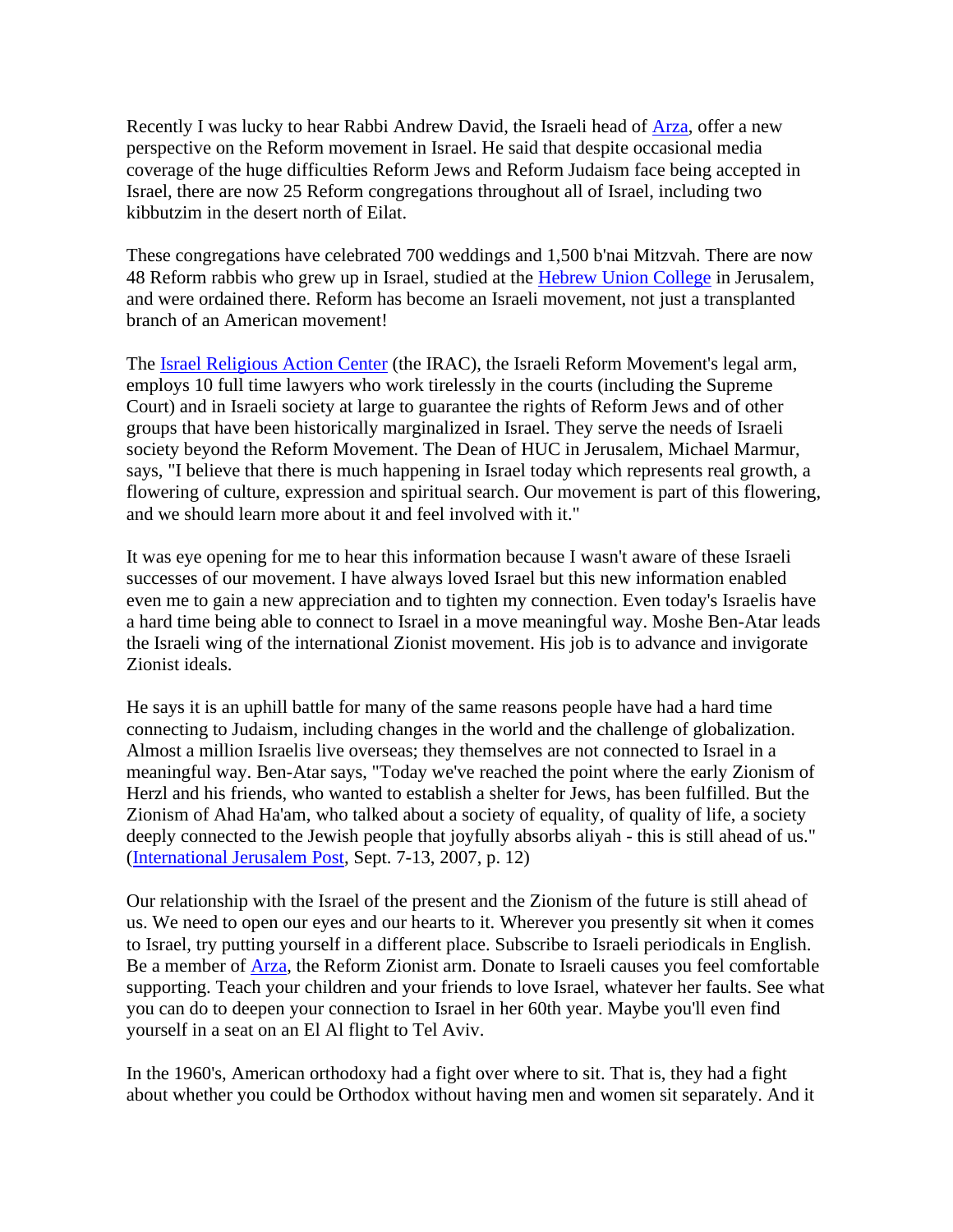Recently I was lucky to hear Rabbi Andrew David, the Israeli head of Arza, offer a new perspective on the Reform movement in Israel. He said that despite occasional media coverage of the huge difficulties Reform Jews and Reform Judaism face being accepted in Israel, there are now 25 Reform congregations throughout all of Israel, including two kibbutzim in the desert north of Eilat.

These congregations have celebrated 700 weddings and 1,500 b'nai Mitzvah. There are now 48 Reform rabbis who grew up in Israel, studied at the Hebrew Union College in Jerusalem, and were ordained there. Reform has become an Israeli movement, not just a transplanted branch of an American movement!

The Israel Religious Action Center (the IRAC), the Israeli Reform Movement's legal arm, employs 10 full time lawyers who work tirelessly in the courts (including the Supreme Court) and in Israeli society at large to guarantee the rights of Reform Jews and of other groups that have been historically marginalized in Israel. They serve the needs of Israeli society beyond the Reform Movement. The Dean of HUC in Jerusalem, Michael Marmur, says, "I believe that there is much happening in Israel today which represents real growth, a flowering of culture, expression and spiritual search. Our movement is part of this flowering, and we should learn more about it and feel involved with it."

It was eye opening for me to hear this information because I wasn't aware of these Israeli successes of our movement. I have always loved Israel but this new information enabled even me to gain a new appreciation and to tighten my connection. Even today's Israelis have a hard time being able to connect to Israel in a move meaningful way. Moshe Ben-Atar leads the Israeli wing of the international Zionist movement. His job is to advance and invigorate Zionist ideals.

He says it is an uphill battle for many of the same reasons people have had a hard time connecting to Judaism, including changes in the world and the challenge of globalization. Almost a million Israelis live overseas; they themselves are not connected to Israel in a meaningful way. Ben-Atar says, "Today we've reached the point where the early Zionism of Herzl and his friends, who wanted to establish a shelter for Jews, has been fulfilled. But the Zionism of Ahad Ha'am, who talked about a society of equality, of quality of life, a society deeply connected to the Jewish people that joyfully absorbs aliyah - this is still ahead of us." (International Jerusalem Post, Sept. 7-13, 2007, p. 12)

Our relationship with the Israel of the present and the Zionism of the future is still ahead of us. We need to open our eyes and our hearts to it. Wherever you presently sit when it comes to Israel, try putting yourself in a different place. Subscribe to Israeli periodicals in English. Be a member of Arza, the Reform Zionist arm. Donate to Israeli causes you feel comfortable supporting. Teach your children and your friends to love Israel, whatever her faults. See what you can do to deepen your connection to Israel in her 60th year. Maybe you'll even find yourself in a seat on an El Al flight to Tel Aviv.

In the 1960's, American orthodoxy had a fight over where to sit. That is, they had a fight about whether you could be Orthodox without having men and women sit separately. And it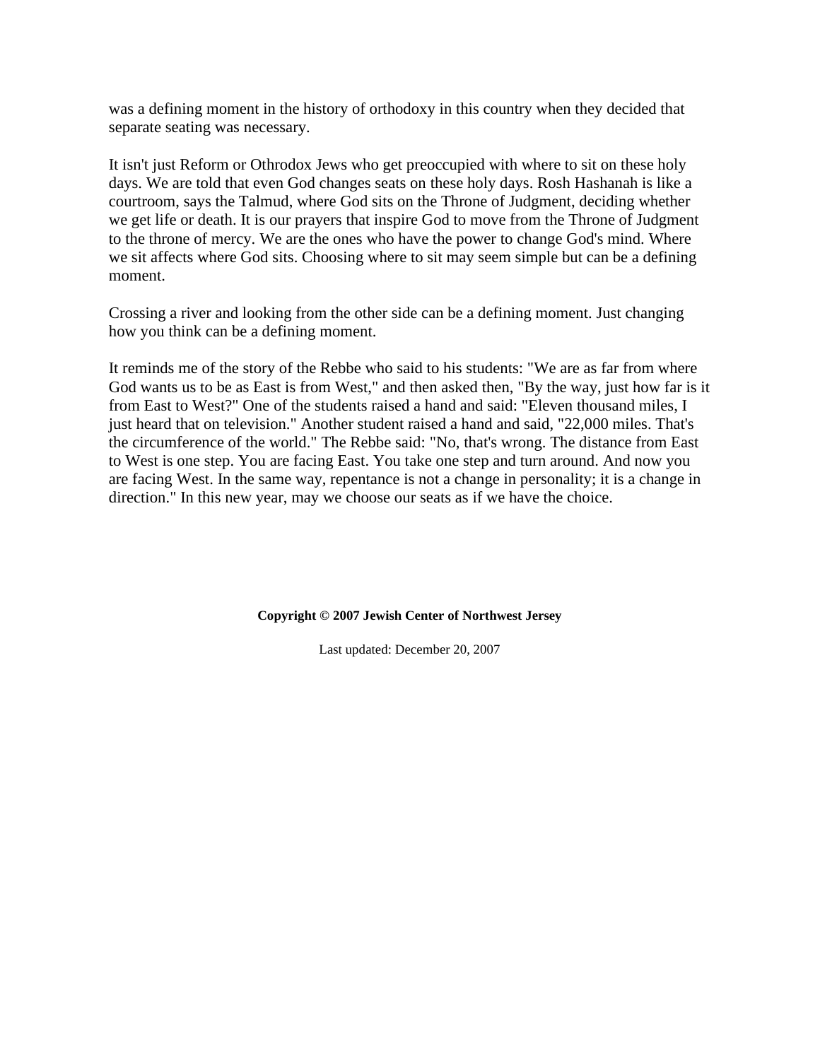was a defining moment in the history of orthodoxy in this country when they decided that separate seating was necessary.

It isn't just Reform or Othrodox Jews who get preoccupied with where to sit on these holy days. We are told that even God changes seats on these holy days. Rosh Hashanah is like a courtroom, says the Talmud, where God sits on the Throne of Judgment, deciding whether we get life or death. It is our prayers that inspire God to move from the Throne of Judgment to the throne of mercy. We are the ones who have the power to change God's mind. Where we sit affects where God sits. Choosing where to sit may seem simple but can be a defining moment.

Crossing a river and looking from the other side can be a defining moment. Just changing how you think can be a defining moment.

It reminds me of the story of the Rebbe who said to his students: "We are as far from where God wants us to be as East is from West," and then asked then, "By the way, just how far is it from East to West?" One of the students raised a hand and said: "Eleven thousand miles, I just heard that on television." Another student raised a hand and said, "22,000 miles. That's the circumference of the world." The Rebbe said: "No, that's wrong. The distance from East to West is one step. You are facing East. You take one step and turn around. And now you are facing West. In the same way, repentance is not a change in personality; it is a change in direction." In this new year, may we choose our seats as if we have the choice.

**Copyright © 2007 Jewish Center of Northwest Jersey**

Last updated: December 20, 2007